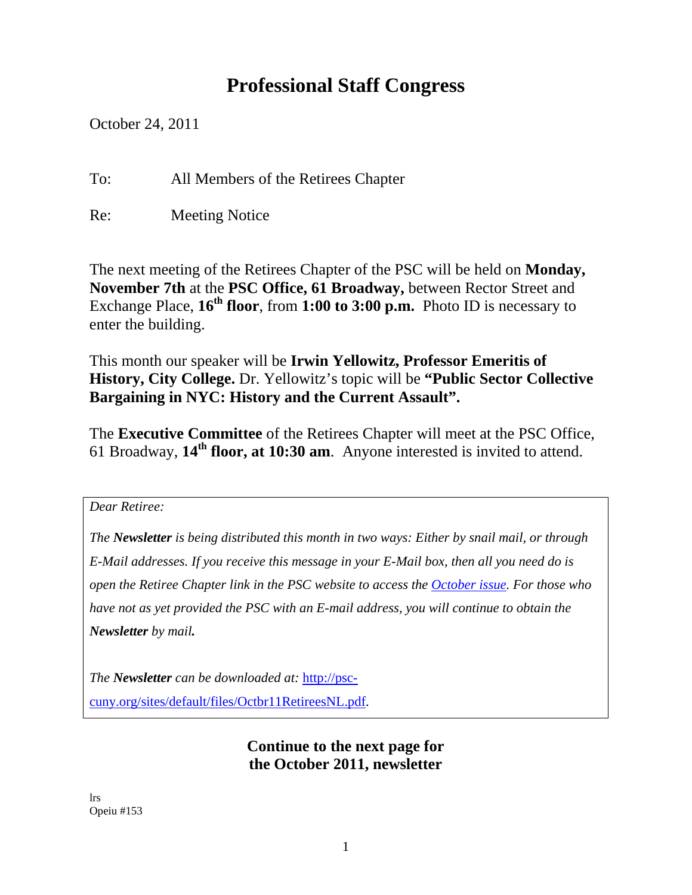# Professional Staff Congress

October 24, 2011

To: All Members of the Retirees Chapter

Re: Meeting Notice

The next meeting of the Retirees Chapter of the PSC will be held on **Monday, November 7th** at the **PSC Office, 61 Broadway,** between Rector Street and Exchange Place, **16th floor**, from **1:00 to 3:00 p.m.** Photo ID is necessary to enter the building.

This month our speaker will be **Irwin Yellowitz, Professor Emeritis of History, City College.** Dr. Yellowitz's topic will be **"Public Sector Collective Bargaining in NYC: History and the Current Assault".**

The **Executive Committee** of the Retirees Chapter will meet at the PSC Office, 61 Broadway, **14th floor, at 10:30 am**. Anyone interested is invited to attend.

*Dear Retiree:*

*The **Newsletter** is being distributed this month in two ways: Either by snail mail, or through E-Mail addresses. If you receive this message in your E-Mail box, then all you need do is open the Retiree Chapter link in the PSC website to access the [October issue](http://psc-cuny.org/sites/default/files/Octbr11RetireesNL.pdf). For those who have not as yet provided the PSC with an E-mail address, you will continue to obtain the **Newsletter** by mail.*

*The **Newsletter** can be downloaded at:* http://psc-cuny.org/sites/default/files/Octbr11RetireesNL.pdf.

**Continue to the next page for the October 2011, newsletter**

lrs
Opeiu #153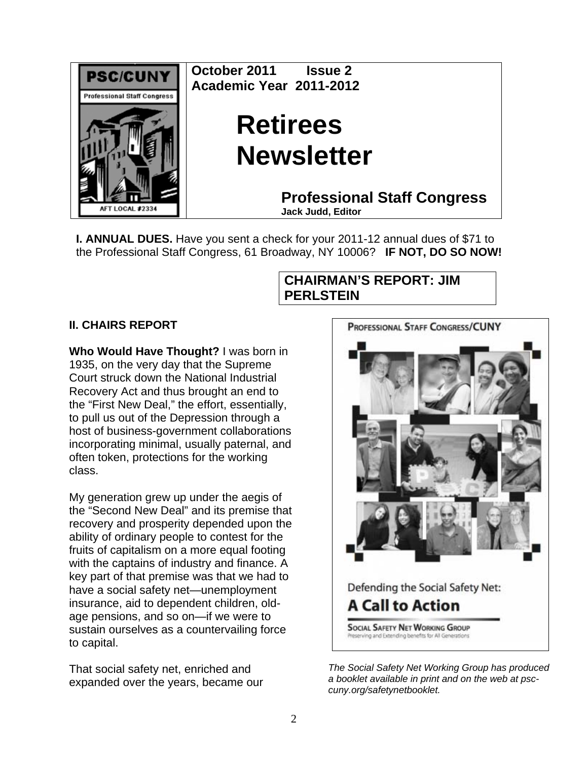| | October 2011 Issue 2<br>Academic Year 2011-2012<br><br>**Retirees Newsletter**<br><br>**Professional Staff Congress**<br>Jack Judd, Editor |
|---|---|

PSC/CUNY
Professional Staff Congress
AFT LOCAL #2334

**I. ANNUAL DUES.** Have you sent a check for your 2011-12 annual dues of $71 to the Professional Staff Congress, 61 Broadway, NY 10006? **IF NOT, DO SO NOW!**

**CHAIRMAN'S REPORT: JIM PERLSTEIN**

### II. CHAIRS REPORT

**Who Would Have Thought?** I was born in 1935, on the very day that the Supreme Court struck down the National Industrial Recovery Act and thus brought an end to the "First New Deal," the effort, essentially, to pull us out of the Depression through a host of business-government collaborations incorporating minimal, usually paternal, and often token, protections for the working class.

My generation grew up under the aegis of the "Second New Deal" and its premise that recovery and prosperity depended upon the ability of ordinary people to contest for the fruits of capitalism on a more equal footing with the captains of industry and finance. A key part of that premise was that we had to have a social safety net—unemployment insurance, aid to dependent children, old-age pensions, and so on—if we were to sustain ourselves as a countervailing force to capital.

That social safety net, enriched and expanded over the years, became our

PROFESSIONAL STAFF CONGRESS/CUNY

Defending the Social Safety Net:
**A Call to Action**

SOCIAL SAFETY NET WORKING GROUP
Preserving and Extending benefits for All Generations

*The Social Safety Net Working Group has produced a booklet available in print and on the web at psc-cuny.org/safetynetbooklet.*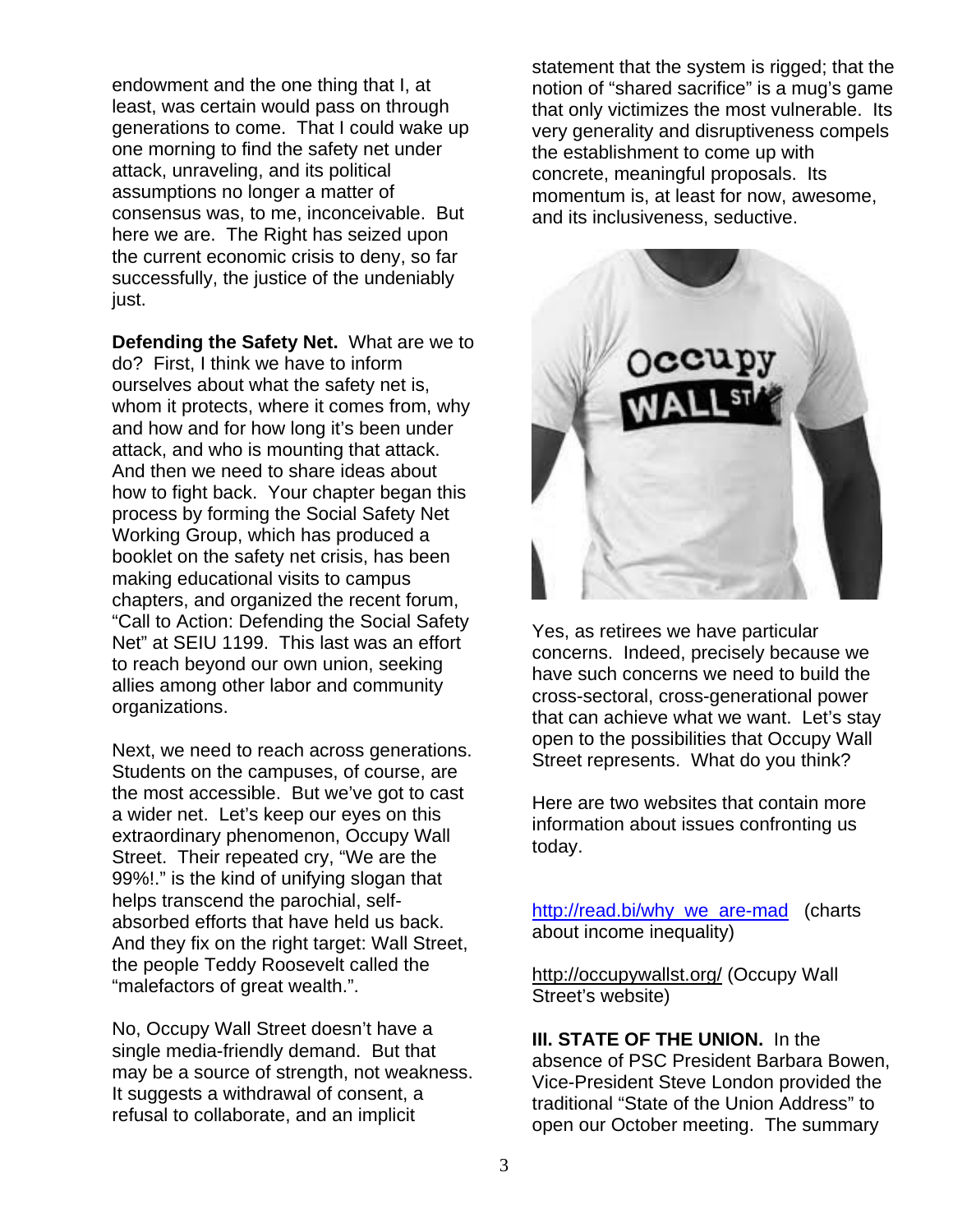endowment and the one thing that I, at least, was certain would pass on through generations to come. That I could wake up one morning to find the safety net under attack, unraveling, and its political assumptions no longer a matter of consensus was, to me, inconceivable. But here we are. The Right has seized upon the current economic crisis to deny, so far successfully, the justice of the undeniably just.

**Defending the Safety Net.** What are we to do? First, I think we have to inform ourselves about what the safety net is, whom it protects, where it comes from, why and how and for how long it's been under attack, and who is mounting that attack. And then we need to share ideas about how to fight back. Your chapter began this process by forming the Social Safety Net Working Group, which has produced a booklet on the safety net crisis, has been making educational visits to campus chapters, and organized the recent forum, "Call to Action: Defending the Social Safety Net" at SEIU 1199. This last was an effort to reach beyond our own union, seeking allies among other labor and community organizations.

Next, we need to reach across generations. Students on the campuses, of course, are the most accessible. But we've got to cast a wider net. Let's keep our eyes on this extraordinary phenomenon, Occupy Wall Street. Their repeated cry, "We are the 99%!." is the kind of unifying slogan that helps transcend the parochial, self-absorbed efforts that have held us back. And they fix on the right target: Wall Street, the people Teddy Roosevelt called the "malefactors of great wealth.".

No, Occupy Wall Street doesn't have a single media-friendly demand. But that may be a source of strength, not weakness. It suggests a withdrawal of consent, a refusal to collaborate, and an implicit statement that the system is rigged; that the notion of "shared sacrifice" is a mug's game that only victimizes the most vulnerable. Its very generality and disruptiveness compels the establishment to come up with concrete, meaningful proposals. Its momentum is, at least for now, awesome, and its inclusiveness, seductive.

Yes, as retirees we have particular concerns. Indeed, precisely because we have such concerns we need to build the cross-sectoral, cross-generational power that can achieve what we want. Let's stay open to the possibilities that Occupy Wall Street represents. What do you think?

Here are two websites that contain more information about issues confronting us today.

http://read.bi/why_we_are-mad (charts about income inequality)

http://occupywallst.org/ (Occupy Wall Street's website)

**III. STATE OF THE UNION.** In the absence of PSC President Barbara Bowen, Vice-President Steve London provided the traditional "State of the Union Address" to open our October meeting. The summary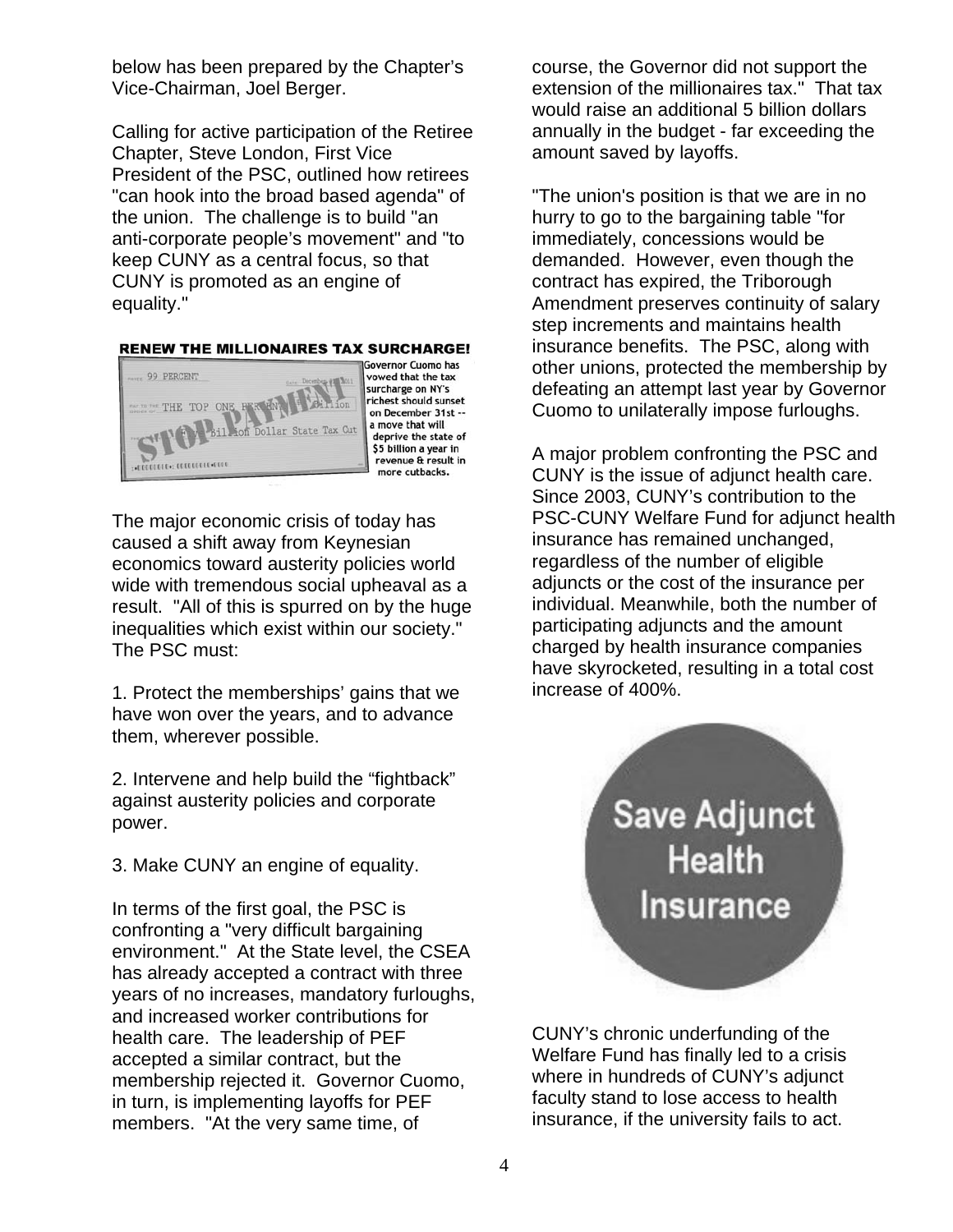below has been prepared by the Chapter's Vice-Chairman, Joel Berger.

Calling for active participation of the Retiree Chapter, Steve London, First Vice President of the PSC, outlined how retirees "can hook into the broad based agenda" of the union. The challenge is to build "an anti-corporate people's movement" and "to keep CUNY as a central focus, so that CUNY is promoted as an engine of equality."

**RENEW THE MILLIONAIRES TAX SURCHARGE!**

Governor Cuomo has vowed that the tax surcharge on NY's richest should sunset on December 31st -- a move that will deprive the state of $5 billion a year in revenue & result in more cutbacks.

The major economic crisis of today has caused a shift away from Keynesian economics toward austerity policies world wide with tremendous social upheaval as a result. "All of this is spurred on by the huge inequalities which exist within our society." The PSC must:

1. Protect the memberships' gains that we have won over the years, and to advance them, wherever possible.

2. Intervene and help build the "fightback" against austerity policies and corporate power.

3. Make CUNY an engine of equality.

In terms of the first goal, the PSC is confronting a "very difficult bargaining environment." At the State level, the CSEA has already accepted a contract with three years of no increases, mandatory furloughs, and increased worker contributions for health care. The leadership of PEF accepted a similar contract, but the membership rejected it. Governor Cuomo, in turn, is implementing layoffs for PEF members. "At the very same time, of course, the Governor did not support the extension of the millionaires tax." That tax would raise an additional 5 billion dollars annually in the budget - far exceeding the amount saved by layoffs.

"The union's position is that we are in no hurry to go to the bargaining table "for immediately, concessions would be demanded. However, even though the contract has expired, the Triborough Amendment preserves continuity of salary step increments and maintains health insurance benefits. The PSC, along with other unions, protected the membership by defeating an attempt last year by Governor Cuomo to unilaterally impose furloughs.

A major problem confronting the PSC and CUNY is the issue of adjunct health care. Since 2003, CUNY's contribution to the PSC-CUNY Welfare Fund for adjunct health insurance has remained unchanged, regardless of the number of eligible adjuncts or the cost of the insurance per individual. Meanwhile, both the number of participating adjuncts and the amount charged by health insurance companies have skyrocketed, resulting in a total cost increase of 400%.

**Save Adjunct Health Insurance**

CUNY's chronic underfunding of the Welfare Fund has finally led to a crisis where in hundreds of CUNY's adjunct faculty stand to lose access to health insurance, if the university fails to act.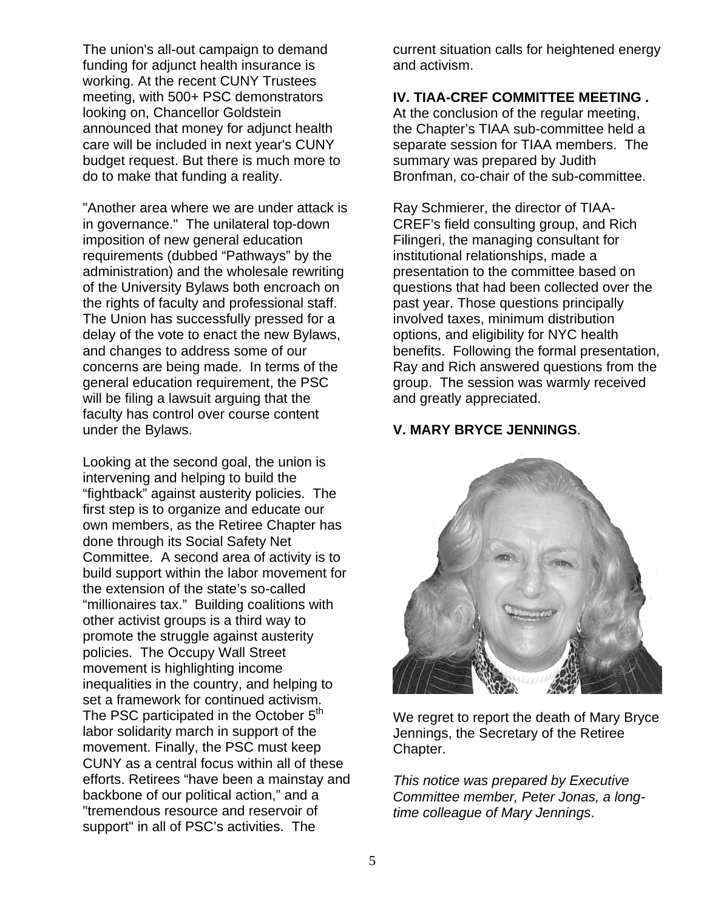The union's all-out campaign to demand funding for adjunct health insurance is working. At the recent CUNY Trustees meeting, with 500+ PSC demonstrators looking on, Chancellor Goldstein announced that money for adjunct health care will be included in next year's CUNY budget request. But there is much more to do to make that funding a reality.

"Another area where we are under attack is in governance." The unilateral top-down imposition of new general education requirements (dubbed "Pathways" by the administration) and the wholesale rewriting of the University Bylaws both encroach on the rights of faculty and professional staff. The Union has successfully pressed for a delay of the vote to enact the new Bylaws, and changes to address some of our concerns are being made. In terms of the general education requirement, the PSC will be filing a lawsuit arguing that the faculty has control over course content under the Bylaws.

Looking at the second goal, the union is intervening and helping to build the "fightback" against austerity policies. The first step is to organize and educate our own members, as the Retiree Chapter has done through its Social Safety Net Committee. A second area of activity is to build support within the labor movement for the extension of the state's so-called "millionaires tax." Building coalitions with other activist groups is a third way to promote the struggle against austerity policies. The Occupy Wall Street movement is highlighting income inequalities in the country, and helping to set a framework for continued activism. The PSC participated in the October 5th labor solidarity march in support of the movement. Finally, the PSC must keep CUNY as a central focus within all of these efforts. Retirees "have been a mainstay and backbone of our political action," and a "tremendous resource and reservoir of support" in all of PSC's activities. The current situation calls for heightened energy and activism.

**IV. TIAA-CREF COMMITTEE MEETING .**
At the conclusion of the regular meeting, the Chapter's TIAA sub-committee held a separate session for TIAA members. The summary was prepared by Judith Bronfman, co-chair of the sub-committee.

Ray Schmierer, the director of TIAA-CREF's field consulting group, and Rich Filingeri, the managing consultant for institutional relationships, made a presentation to the committee based on questions that had been collected over the past year. Those questions principally involved taxes, minimum distribution options, and eligibility for NYC health benefits. Following the formal presentation, Ray and Rich answered questions from the group. The session was warmly received and greatly appreciated.

**V. MARY BRYCE JENNINGS**.

We regret to report the death of Mary Bryce Jennings, the Secretary of the Retiree Chapter.

*This notice was prepared by Executive Committee member, Peter Jonas, a long-time colleague of Mary Jennings*.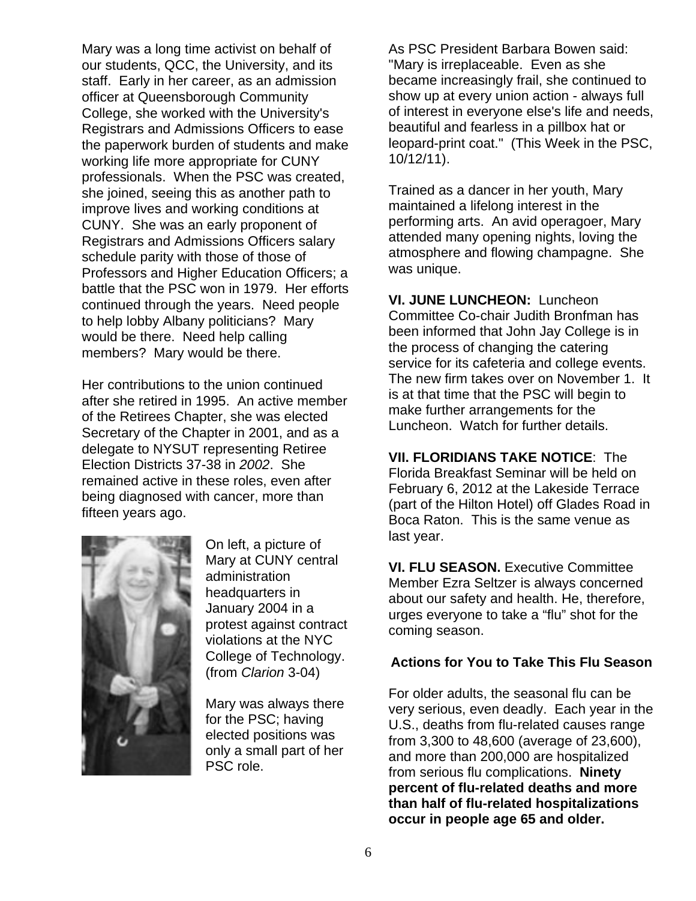Mary was a long time activist on behalf of our students, QCC, the University, and its staff. Early in her career, as an admission officer at Queensborough Community College, she worked with the University's Registrars and Admissions Officers to ease the paperwork burden of students and make working life more appropriate for CUNY professionals. When the PSC was created, she joined, seeing this as another path to improve lives and working conditions at CUNY. She was an early proponent of Registrars and Admissions Officers salary schedule parity with those of those of Professors and Higher Education Officers; a battle that the PSC won in 1979. Her efforts continued through the years. Need people to help lobby Albany politicians? Mary would be there. Need help calling members? Mary would be there.

Her contributions to the union continued after she retired in 1995. An active member of the Retirees Chapter, she was elected Secretary of the Chapter in 2001, and as a delegate to NYSUT representing Retiree Election Districts 37-38 in *2002*. She remained active in these roles, even after being diagnosed with cancer, more than fifteen years ago.

On left, a picture of Mary at CUNY central administration headquarters in January 2004 in a protest against contract violations at the NYC College of Technology. (from *Clarion* 3-04)

Mary was always there for the PSC; having elected positions was only a small part of her PSC role.

As PSC President Barbara Bowen said: "Mary is irreplaceable. Even as she became increasingly frail, she continued to show up at every union action - always full of interest in everyone else's life and needs, beautiful and fearless in a pillbox hat or leopard-print coat." (This Week in the PSC, 10/12/11).

Trained as a dancer in her youth, Mary maintained a lifelong interest in the performing arts. An avid operagoer, Mary attended many opening nights, loving the atmosphere and flowing champagne. She was unique.

**VI. JUNE LUNCHEON:** Luncheon Committee Co-chair Judith Bronfman has been informed that John Jay College is in the process of changing the catering service for its cafeteria and college events. The new firm takes over on November 1. It is at that time that the PSC will begin to make further arrangements for the Luncheon. Watch for further details.

**VII. FLORIDIANS TAKE NOTICE**: The Florida Breakfast Seminar will be held on February 6, 2012 at the Lakeside Terrace (part of the Hilton Hotel) off Glades Road in Boca Raton. This is the same venue as last year.

**VI. FLU SEASON.** Executive Committee Member Ezra Seltzer is always concerned about our safety and health. He, therefore, urges everyone to take a "flu" shot for the coming season.

**Actions for You to Take This Flu Season**

For older adults, the seasonal flu can be very serious, even deadly. Each year in the U.S., deaths from flu-related causes range from 3,300 to 48,600 (average of 23,600), and more than 200,000 are hospitalized from serious flu complications. **Ninety percent of flu-related deaths and more than half of flu-related hospitalizations occur in people age 65 and older.**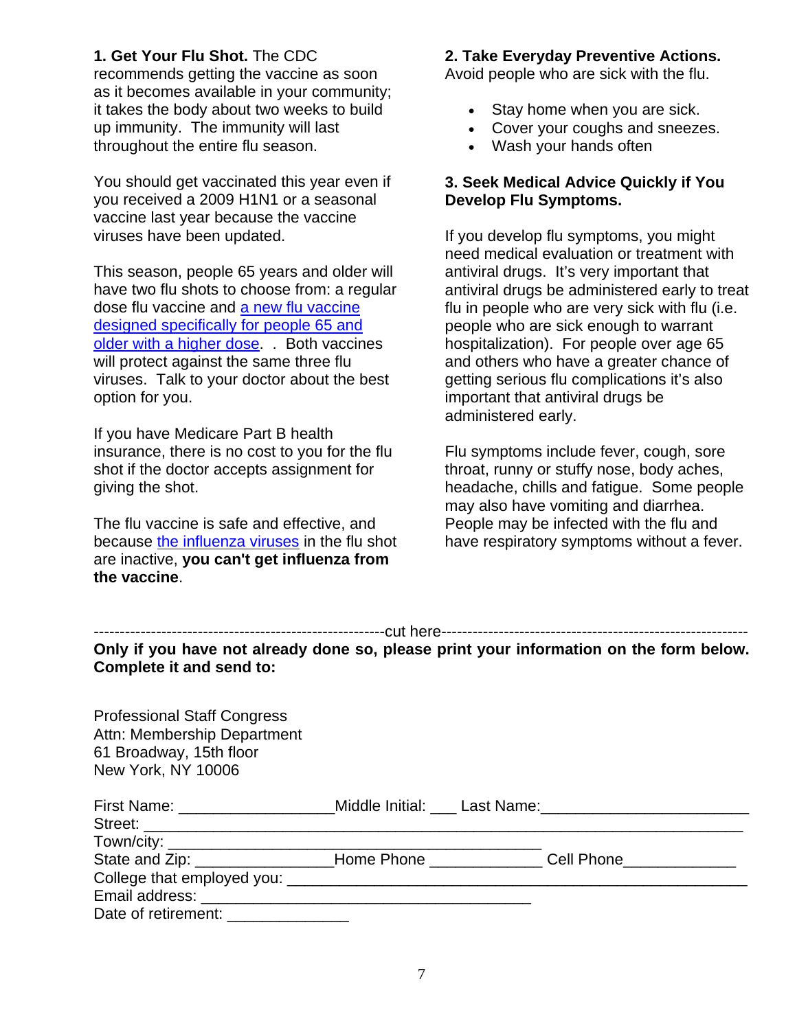**1. Get Your Flu Shot.** The CDC recommends getting the vaccine as soon as it becomes available in your community; it takes the body about two weeks to build up immunity. The immunity will last throughout the entire flu season.

You should get vaccinated this year even if you received a 2009 H1N1 or a seasonal vaccine last year because the vaccine viruses have been updated.

This season, people 65 years and older will have two flu shots to choose from: a regular dose flu vaccine and a new flu vaccine designed specifically for people 65 and older with a higher dose. . Both vaccines will protect against the same three flu viruses. Talk to your doctor about the best option for you.

If you have Medicare Part B health insurance, there is no cost to you for the flu shot if the doctor accepts assignment for giving the shot.

The flu vaccine is safe and effective, and because the influenza viruses in the flu shot are inactive, **you can't get influenza from the vaccine**.

**2. Take Everyday Preventive Actions.** Avoid people who are sick with the flu.

- Stay home when you are sick.
- Cover your coughs and sneezes.
- Wash your hands often

**3. Seek Medical Advice Quickly if You Develop Flu Symptoms.**

If you develop flu symptoms, you might need medical evaluation or treatment with antiviral drugs. It's very important that antiviral drugs be administered early to treat flu in people who are very sick with flu (i.e. people who are sick enough to warrant hospitalization). For people over age 65 and others who have a greater chance of getting serious flu complications it's also important that antiviral drugs be administered early.

Flu symptoms include fever, cough, sore throat, runny or stuffy nose, body aches, headache, chills and fatigue. Some people may also have vomiting and diarrhea. People may be infected with the flu and have respiratory symptoms without a fever.

--------------------------------------------------------cut here----------------------------------------------------------

**Only if you have not already done so, please print your information on the form below. Complete it and send to:**

Professional Staff Congress
Attn: Membership Department
61 Broadway, 15th floor
New York, NY 10006

First Name: ___________________Middle Initial: ___ Last Name:_________________________
Street: ________________________________________________________________________
Town/city: ____________________________________________
State and Zip: ________________Home Phone _____________ Cell Phone_____________
College that employed you: _______________________________________________________
Email address: _______________________________________
Date of retirement: ______________